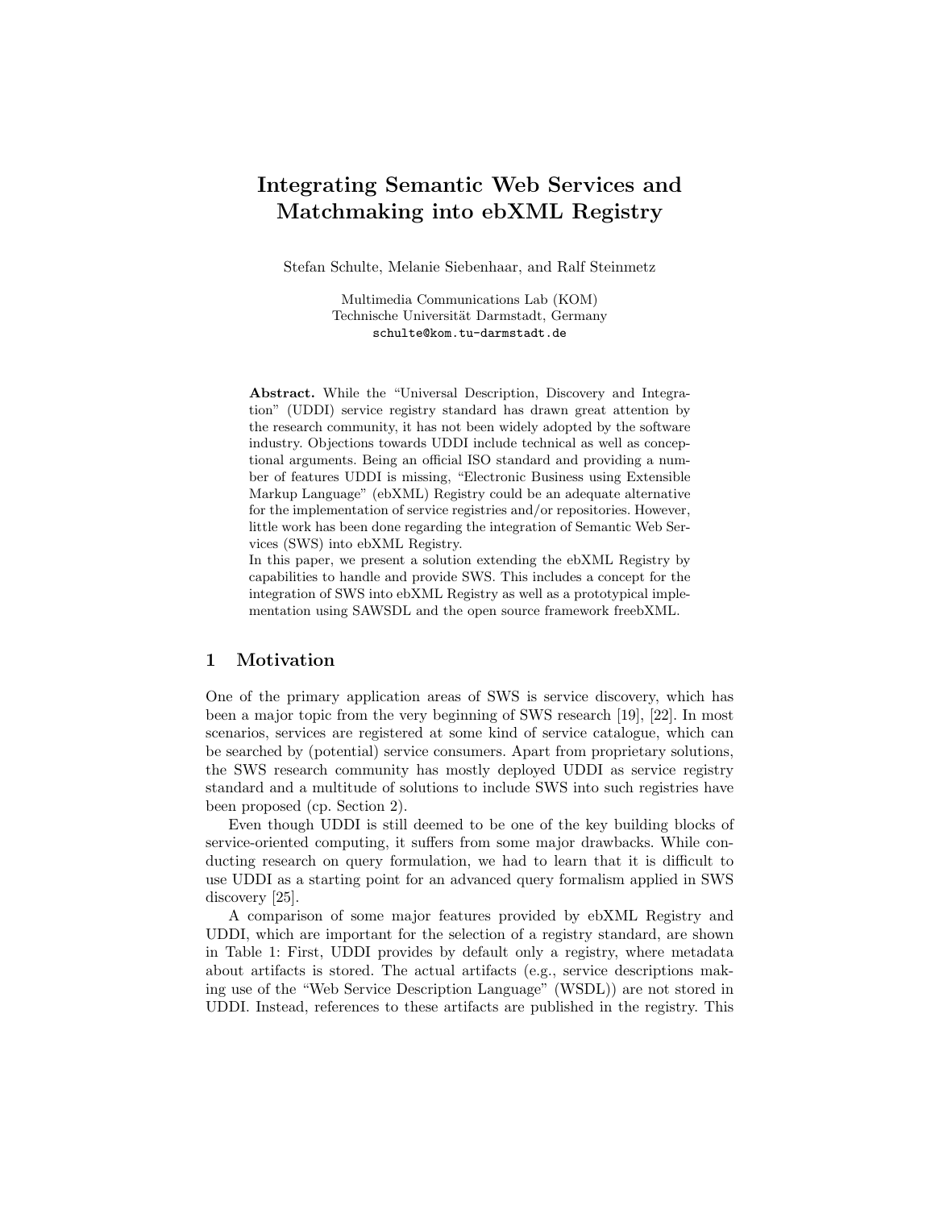# Integrating Semantic Web Services and Matchmaking into ebXML Registry

Stefan Schulte, Melanie Siebenhaar, and Ralf Steinmetz

Multimedia Communications Lab (KOM)
Technische Universität Darmstadt, Germany
schulte@kom.tu-darmstadt.de

**Abstract.** While the "Universal Description, Discovery and Integration" (UDDI) service registry standard has drawn great attention by the research community, it has not been widely adopted by the software industry. Objections towards UDDI include technical as well as conceptional arguments. Being an official ISO standard and providing a number of features UDDI is missing, "Electronic Business using Extensible Markup Language" (ebXML) Registry could be an adequate alternative for the implementation of service registries and/or repositories. However, little work has been done regarding the integration of Semantic Web Services (SWS) into ebXML Registry.
In this paper, we present a solution extending the ebXML Registry by capabilities to handle and provide SWS. This includes a concept for the integration of SWS into ebXML Registry as well as a prototypical implementation using SAWSDL and the open source framework freebXML.

## 1 Motivation

One of the primary application areas of SWS is service discovery, which has been a major topic from the very beginning of SWS research [19], [22]. In most scenarios, services are registered at some kind of service catalogue, which can be searched by (potential) service consumers. Apart from proprietary solutions, the SWS research community has mostly deployed UDDI as service registry standard and a multitude of solutions to include SWS into such registries have been proposed (cp. Section 2).

Even though UDDI is still deemed to be one of the key building blocks of service-oriented computing, it suffers from some major drawbacks. While conducting research on query formulation, we had to learn that it is difficult to use UDDI as a starting point for an advanced query formalism applied in SWS discovery [25].

A comparison of some major features provided by ebXML Registry and UDDI, which are important for the selection of a registry standard, are shown in Table 1: First, UDDI provides by default only a registry, where metadata about artifacts is stored. The actual artifacts (e.g., service descriptions making use of the "Web Service Description Language" (WSDL)) are not stored in UDDI. Instead, references to these artifacts are published in the registry. This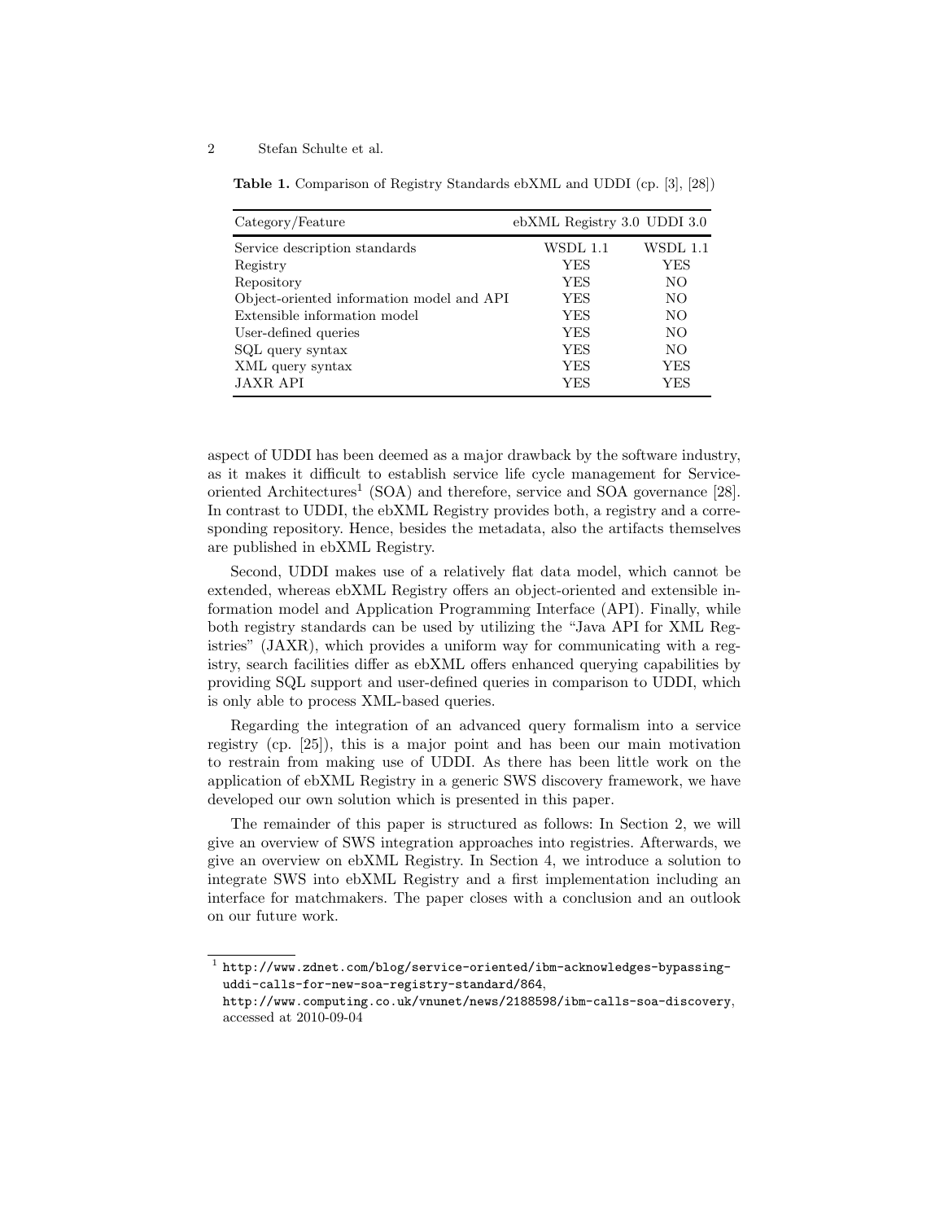**Table 1.** Comparison of Registry Standards ebXML and UDDI (cp. [3], [28])

| Category/Feature | ebXML Registry 3.0 | UDDI 3.0 |
|---|---|---|
| Service description standards | WSDL 1.1 | WSDL 1.1 |
| Registry | YES | YES |
| Repository | YES | NO |
| Object-oriented information model and API | YES | NO |
| Extensible information model | YES | NO |
| User-defined queries | YES | NO |
| SQL query syntax | YES | NO |
| XML query syntax | YES | YES |
| JAXR API | YES | YES |

aspect of UDDI has been deemed as a major drawback by the software industry, as it makes it difficult to establish service life cycle management for Service-oriented Architectures[1] (SOA) and therefore, service and SOA governance [28]. In contrast to UDDI, the ebXML Registry provides both, a registry and a corresponding repository. Hence, besides the metadata, also the artifacts themselves are published in ebXML Registry.

Second, UDDI makes use of a relatively flat data model, which cannot be extended, whereas ebXML Registry offers an object-oriented and extensible information model and Application Programming Interface (API). Finally, while both registry standards can be used by utilizing the "Java API for XML Registries" (JAXR), which provides a uniform way for communicating with a registry, search facilities differ as ebXML offers enhanced querying capabilities by providing SQL support and user-defined queries in comparison to UDDI, which is only able to process XML-based queries.

Regarding the integration of an advanced query formalism into a service registry (cp. [25]), this is a major point and has been our main motivation to restrain from making use of UDDI. As there has been little work on the application of ebXML Registry in a generic SWS discovery framework, we have developed our own solution which is presented in this paper.

The remainder of this paper is structured as follows: In Section 2, we will give an overview of SWS integration approaches into registries. Afterwards, we give an overview on ebXML Registry. In Section 4, we introduce a solution to integrate SWS into ebXML Registry and a first implementation including an interface for matchmakers. The paper closes with a conclusion and an outlook on our future work.

---

[1] `http://www.zdnet.com/blog/service-oriented/ibm-acknowledges-bypassing-uddi-calls-for-new-soa-registry-standard/864`, `http://www.computing.co.uk/vnunet/news/2188598/ibm-calls-soa-discovery`, accessed at 2010-09-04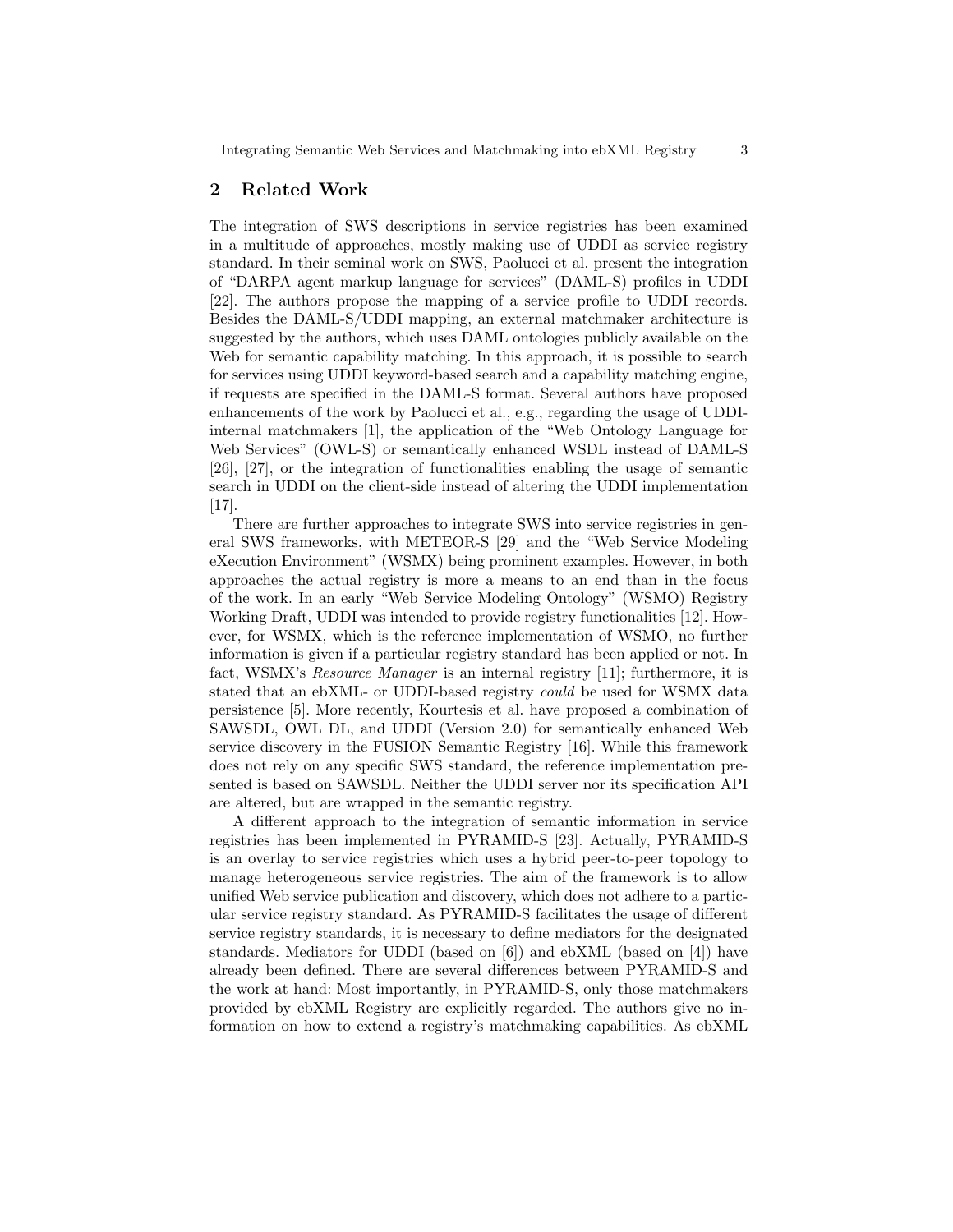## 2 Related Work

The integration of SWS descriptions in service registries has been examined in a multitude of approaches, mostly making use of UDDI as service registry standard. In their seminal work on SWS, Paolucci et al. present the integration of "DARPA agent markup language for services" (DAML-S) profiles in UDDI [22]. The authors propose the mapping of a service profile to UDDI records. Besides the DAML-S/UDDI mapping, an external matchmaker architecture is suggested by the authors, which uses DAML ontologies publicly available on the Web for semantic capability matching. In this approach, it is possible to search for services using UDDI keyword-based search and a capability matching engine, if requests are specified in the DAML-S format. Several authors have proposed enhancements of the work by Paolucci et al., e.g., regarding the usage of UDDI-internal matchmakers [1], the application of the "Web Ontology Language for Web Services" (OWL-S) or semantically enhanced WSDL instead of DAML-S [26], [27], or the integration of functionalities enabling the usage of semantic search in UDDI on the client-side instead of altering the UDDI implementation [17].

There are further approaches to integrate SWS into service registries in general SWS frameworks, with METEOR-S [29] and the "Web Service Modeling eXecution Environment" (WSMX) being prominent examples. However, in both approaches the actual registry is more a means to an end than in the focus of the work. In an early "Web Service Modeling Ontology" (WSMO) Registry Working Draft, UDDI was intended to provide registry functionalities [12]. However, for WSMX, which is the reference implementation of WSMO, no further information is given if a particular registry standard has been applied or not. In fact, WSMX's *Resource Manager* is an internal registry [11]; furthermore, it is stated that an ebXML- or UDDI-based registry *could* be used for WSMX data persistence [5]. More recently, Kourtesis et al. have proposed a combination of SAWSDL, OWL DL, and UDDI (Version 2.0) for semantically enhanced Web service discovery in the FUSION Semantic Registry [16]. While this framework does not rely on any specific SWS standard, the reference implementation presented is based on SAWSDL. Neither the UDDI server nor its specification API are altered, but are wrapped in the semantic registry.

A different approach to the integration of semantic information in service registries has been implemented in PYRAMID-S [23]. Actually, PYRAMID-S is an overlay to service registries which uses a hybrid peer-to-peer topology to manage heterogeneous service registries. The aim of the framework is to allow unified Web service publication and discovery, which does not adhere to a particular service registry standard. As PYRAMID-S facilitates the usage of different service registry standards, it is necessary to define mediators for the designated standards. Mediators for UDDI (based on [6]) and ebXML (based on [4]) have already been defined. There are several differences between PYRAMID-S and the work at hand: Most importantly, in PYRAMID-S, only those matchmakers provided by ebXML Registry are explicitly regarded. The authors give no information on how to extend a registry's matchmaking capabilities. As ebXML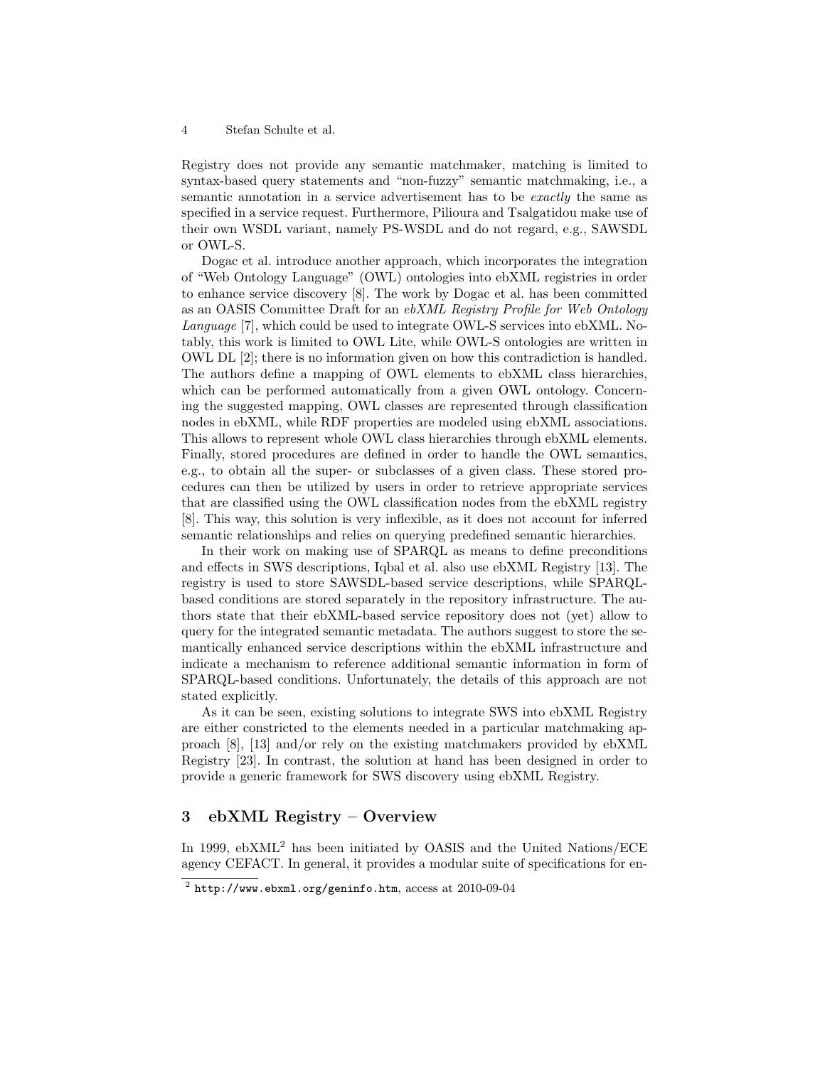Registry does not provide any semantic matchmaker, matching is limited to syntax-based query statements and "non-fuzzy" semantic matchmaking, i.e., a semantic annotation in a service advertisement has to be *exactly* the same as specified in a service request. Furthermore, Pilioura and Tsalgatidou make use of their own WSDL variant, namely PS-WSDL and do not regard, e.g., SAWSDL or OWL-S.

Dogac et al. introduce another approach, which incorporates the integration of "Web Ontology Language" (OWL) ontologies into ebXML registries in order to enhance service discovery [8]. The work by Dogac et al. has been committed as an OASIS Committee Draft for an *ebXML Registry Profile for Web Ontology Language* [7], which could be used to integrate OWL-S services into ebXML. Notably, this work is limited to OWL Lite, while OWL-S ontologies are written in OWL DL [2]; there is no information given on how this contradiction is handled. The authors define a mapping of OWL elements to ebXML class hierarchies, which can be performed automatically from a given OWL ontology. Concerning the suggested mapping, OWL classes are represented through classification nodes in ebXML, while RDF properties are modeled using ebXML associations. This allows to represent whole OWL class hierarchies through ebXML elements. Finally, stored procedures are defined in order to handle the OWL semantics, e.g., to obtain all the super- or subclasses of a given class. These stored procedures can then be utilized by users in order to retrieve appropriate services that are classified using the OWL classification nodes from the ebXML registry [8]. This way, this solution is very inflexible, as it does not account for inferred semantic relationships and relies on querying predefined semantic hierarchies.

In their work on making use of SPARQL as means to define preconditions and effects in SWS descriptions, Iqbal et al. also use ebXML Registry [13]. The registry is used to store SAWSDL-based service descriptions, while SPARQL-based conditions are stored separately in the repository infrastructure. The authors state that their ebXML-based service repository does not (yet) allow to query for the integrated semantic metadata. The authors suggest to store the semantically enhanced service descriptions within the ebXML infrastructure and indicate a mechanism to reference additional semantic information in form of SPARQL-based conditions. Unfortunately, the details of this approach are not stated explicitly.

As it can be seen, existing solutions to integrate SWS into ebXML Registry are either constricted to the elements needed in a particular matchmaking approach [8], [13] and/or rely on the existing matchmakers provided by ebXML Registry [23]. In contrast, the solution at hand has been designed in order to provide a generic framework for SWS discovery using ebXML Registry.

## 3 ebXML Registry – Overview

In 1999, ebXML[2] has been initiated by OASIS and the United Nations/ECE agency CEFACT. In general, it provides a modular suite of specifications for en-

[2] http://www.ebxml.org/geninfo.htm, access at 2010-09-04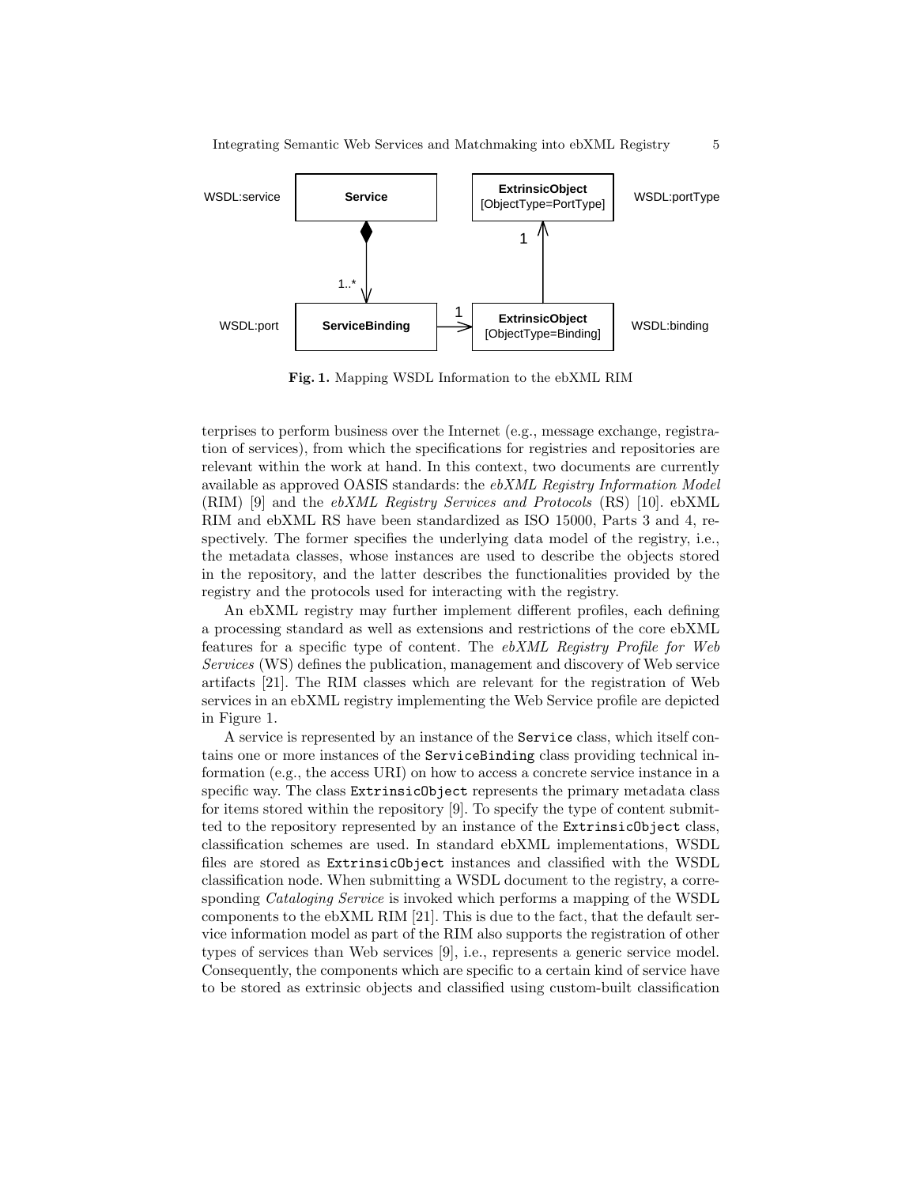**Fig. 1.** Mapping WSDL Information to the ebXML RIM

terprises to perform business over the Internet (e.g., message exchange, registration of services), from which the specifications for registries and repositories are relevant within the work at hand. In this context, two documents are currently available as approved OASIS standards: the *ebXML Registry Information Model* (RIM) [9] and the *ebXML Registry Services and Protocols* (RS) [10]. ebXML RIM and ebXML RS have been standardized as ISO 15000, Parts 3 and 4, respectively. The former specifies the underlying data model of the registry, i.e., the metadata classes, whose instances are used to describe the objects stored in the repository, and the latter describes the functionalities provided by the registry and the protocols used for interacting with the registry.

An ebXML registry may further implement different profiles, each defining a processing standard as well as extensions and restrictions of the core ebXML features for a specific type of content. The *ebXML Registry Profile for Web Services* (WS) defines the publication, management and discovery of Web service artifacts [21]. The RIM classes which are relevant for the registration of Web services in an ebXML registry implementing the Web Service profile are depicted in Figure 1.

A service is represented by an instance of the `Service` class, which itself contains one or more instances of the `ServiceBinding` class providing technical information (e.g., the access URI) on how to access a concrete service instance in a specific way. The class `ExtrinsicObject` represents the primary metadata class for items stored within the repository [9]. To specify the type of content submitted to the repository represented by an instance of the `ExtrinsicObject` class, classification schemes are used. In standard ebXML implementations, WSDL files are stored as `ExtrinsicObject` instances and classified with the WSDL classification node. When submitting a WSDL document to the registry, a corresponding *Cataloging Service* is invoked which performs a mapping of the WSDL components to the ebXML RIM [21]. This is due to the fact, that the default service information model as part of the RIM also supports the registration of other types of services than Web services [9], i.e., represents a generic service model. Consequently, the components which are specific to a certain kind of service have to be stored as extrinsic objects and classified using custom-built classification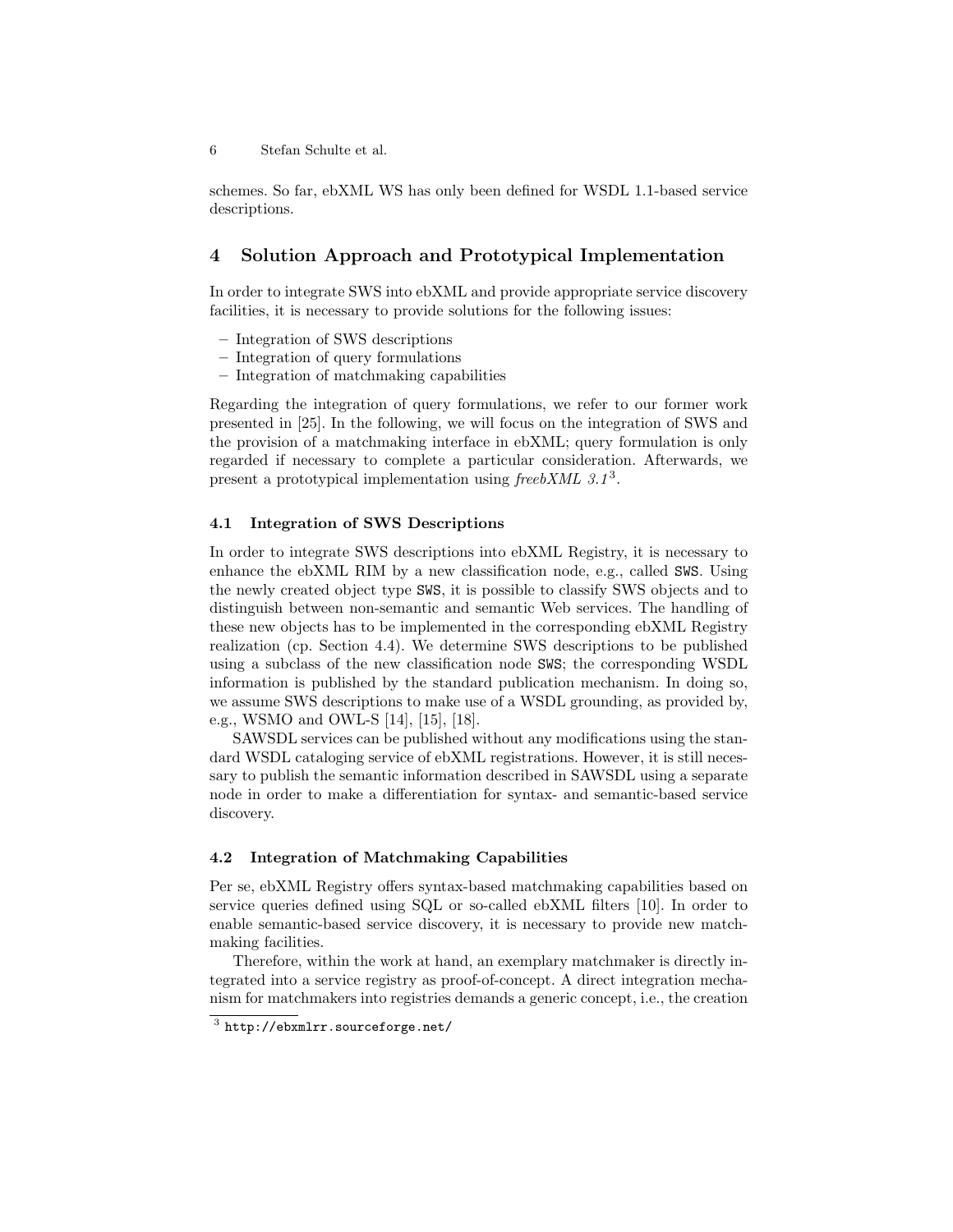schemes. So far, ebXML WS has only been defined for WSDL 1.1-based service descriptions.

## 4 Solution Approach and Prototypical Implementation

In order to integrate SWS into ebXML and provide appropriate service discovery facilities, it is necessary to provide solutions for the following issues:

- Integration of SWS descriptions
- Integration of query formulations
- Integration of matchmaking capabilities

Regarding the integration of query formulations, we refer to our former work presented in [25]. In the following, we will focus on the integration of SWS and the provision of a matchmaking interface in ebXML; query formulation is only regarded if necessary to complete a particular consideration. Afterwards, we present a prototypical implementation using *freebXML 3.1*[3].

### 4.1 Integration of SWS Descriptions

In order to integrate SWS descriptions into ebXML Registry, it is necessary to enhance the ebXML RIM by a new classification node, e.g., called `SWS`. Using the newly created object type `SWS`, it is possible to classify SWS objects and to distinguish between non-semantic and semantic Web services. The handling of these new objects has to be implemented in the corresponding ebXML Registry realization (cp. Section 4.4). We determine SWS descriptions to be published using a subclass of the new classification node `SWS`; the corresponding WSDL information is published by the standard publication mechanism. In doing so, we assume SWS descriptions to make use of a WSDL grounding, as provided by, e.g., WSMO and OWL-S [14], [15], [18].

SAWSDL services can be published without any modifications using the standard WSDL cataloging service of ebXML registrations. However, it is still necessary to publish the semantic information described in SAWSDL using a separate node in order to make a differentiation for syntax- and semantic-based service discovery.

### 4.2 Integration of Matchmaking Capabilities

Per se, ebXML Registry offers syntax-based matchmaking capabilities based on service queries defined using SQL or so-called ebXML filters [10]. In order to enable semantic-based service discovery, it is necessary to provide new matchmaking facilities.

Therefore, within the work at hand, an exemplary matchmaker is directly integrated into a service registry as proof-of-concept. A direct integration mechanism for matchmakers into registries demands a generic concept, i.e., the creation

[3] http://ebxmlrr.sourceforge.net/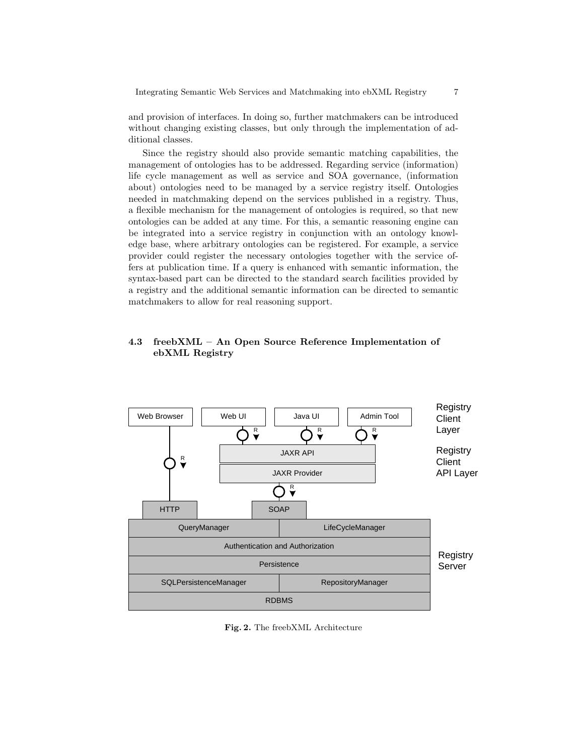and provision of interfaces. In doing so, further matchmakers can be introduced without changing existing classes, but only through the implementation of additional classes.

Since the registry should also provide semantic matching capabilities, the management of ontologies has to be addressed. Regarding service (information) life cycle management as well as service and SOA governance, (information about) ontologies need to be managed by a service registry itself. Ontologies needed in matchmaking depend on the services published in a registry. Thus, a flexible mechanism for the management of ontologies is required, so that new ontologies can be added at any time. For this, a semantic reasoning engine can be integrated into a service registry in conjunction with an ontology knowledge base, where arbitrary ontologies can be registered. For example, a service provider could register the necessary ontologies together with the service offers at publication time. If a query is enhanced with semantic information, the syntax-based part can be directed to the standard search facilities provided by a registry and the additional semantic information can be directed to semantic matchmakers to allow for real reasoning support.

### 4.3 freebXML – An Open Source Reference Implementation of ebXML Registry

**Fig. 2.** The freebXML Architecture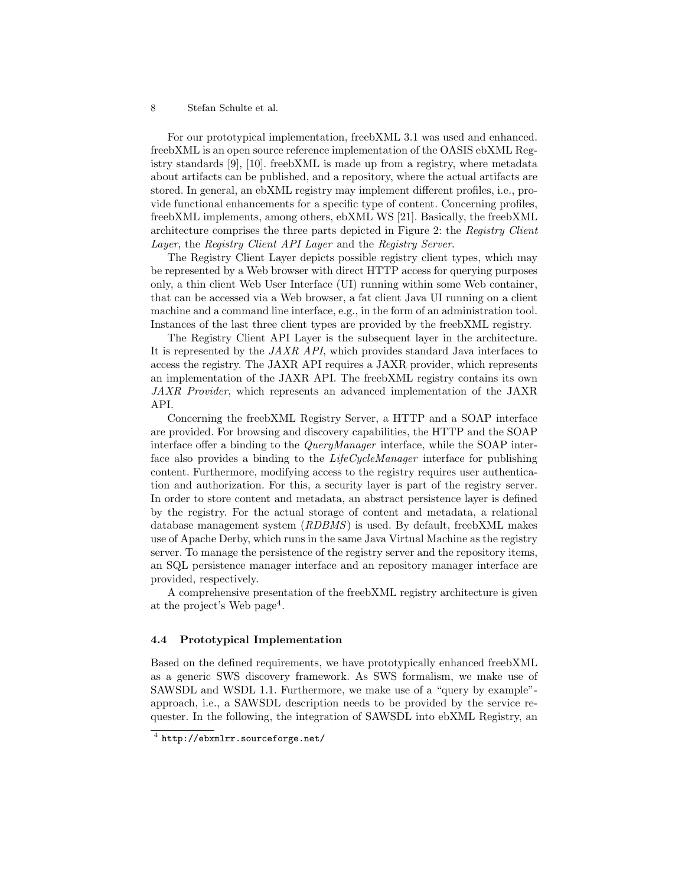For our prototypical implementation, freebXML 3.1 was used and enhanced. freebXML is an open source reference implementation of the OASIS ebXML Registry standards [9], [10]. freebXML is made up from a registry, where metadata about artifacts can be published, and a repository, where the actual artifacts are stored. In general, an ebXML registry may implement different profiles, i.e., provide functional enhancements for a specific type of content. Concerning profiles, freebXML implements, among others, ebXML WS [21]. Basically, the freebXML architecture comprises the three parts depicted in Figure 2: the *Registry Client Layer*, the *Registry Client API Layer* and the *Registry Server*.

The Registry Client Layer depicts possible registry client types, which may be represented by a Web browser with direct HTTP access for querying purposes only, a thin client Web User Interface (UI) running within some Web container, that can be accessed via a Web browser, a fat client Java UI running on a client machine and a command line interface, e.g., in the form of an administration tool. Instances of the last three client types are provided by the freebXML registry.

The Registry Client API Layer is the subsequent layer in the architecture. It is represented by the *JAXR API*, which provides standard Java interfaces to access the registry. The JAXR API requires a JAXR provider, which represents an implementation of the JAXR API. The freebXML registry contains its own *JAXR Provider*, which represents an advanced implementation of the JAXR API.

Concerning the freebXML Registry Server, a HTTP and a SOAP interface are provided. For browsing and discovery capabilities, the HTTP and the SOAP interface offer a binding to the *QueryManager* interface, while the SOAP interface also provides a binding to the *LifeCycleManager* interface for publishing content. Furthermore, modifying access to the registry requires user authentication and authorization. For this, a security layer is part of the registry server. In order to store content and metadata, an abstract persistence layer is defined by the registry. For the actual storage of content and metadata, a relational database management system (*RDBMS*) is used. By default, freebXML makes use of Apache Derby, which runs in the same Java Virtual Machine as the registry server. To manage the persistence of the registry server and the repository items, an SQL persistence manager interface and an repository manager interface are provided, respectively.

A comprehensive presentation of the freebXML registry architecture is given at the project's Web page[4].

### 4.4 Prototypical Implementation

Based on the defined requirements, we have prototypically enhanced freebXML as a generic SWS discovery framework. As SWS formalism, we make use of SAWSDL and WSDL 1.1. Furthermore, we make use of a "query by example"-approach, i.e., a SAWSDL description needs to be provided by the service requester. In the following, the integration of SAWSDL into ebXML Registry, an

[4] http://ebxmlrr.sourceforge.net/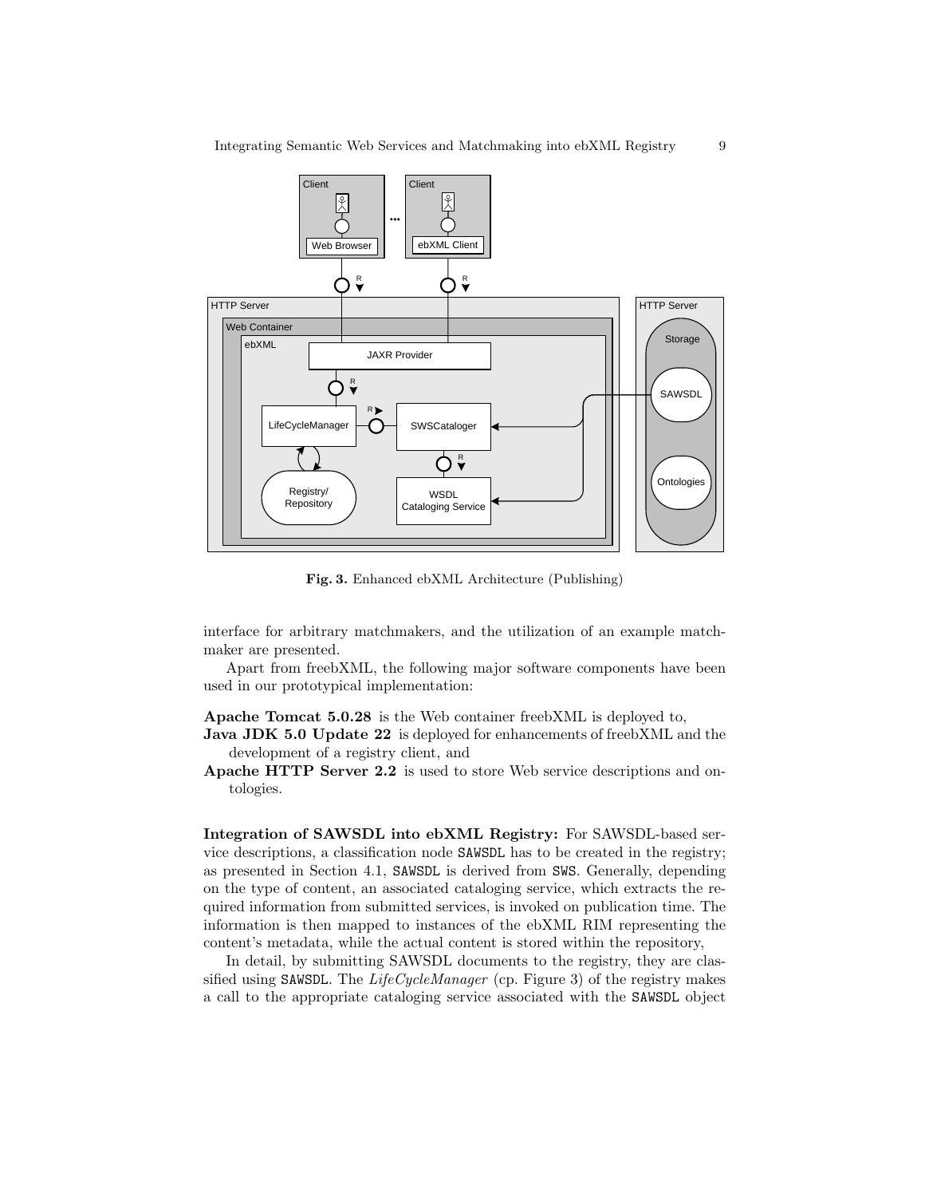**Fig. 3.** Enhanced ebXML Architecture (Publishing)

interface for arbitrary matchmakers, and the utilization of an example matchmaker are presented.

Apart from freebXML, the following major software components have been used in our prototypical implementation:

**Apache Tomcat 5.0.28** is the Web container freebXML is deployed to,

**Java JDK 5.0 Update 22** is deployed for enhancements of freebXML and the development of a registry client, and

**Apache HTTP Server 2.2** is used to store Web service descriptions and ontologies.

**Integration of SAWSDL into ebXML Registry:** For SAWSDL-based service descriptions, a classification node `SAWSDL` has to be created in the registry; as presented in Section 4.1, `SAWSDL` is derived from `SWS`. Generally, depending on the type of content, an associated cataloging service, which extracts the required information from submitted services, is invoked on publication time. The information is then mapped to instances of the ebXML RIM representing the content's metadata, while the actual content is stored within the repository,

In detail, by submitting SAWSDL documents to the registry, they are classified using `SAWSDL`. The *LifeCycleManager* (cp. Figure 3) of the registry makes a call to the appropriate cataloging service associated with the `SAWSDL` object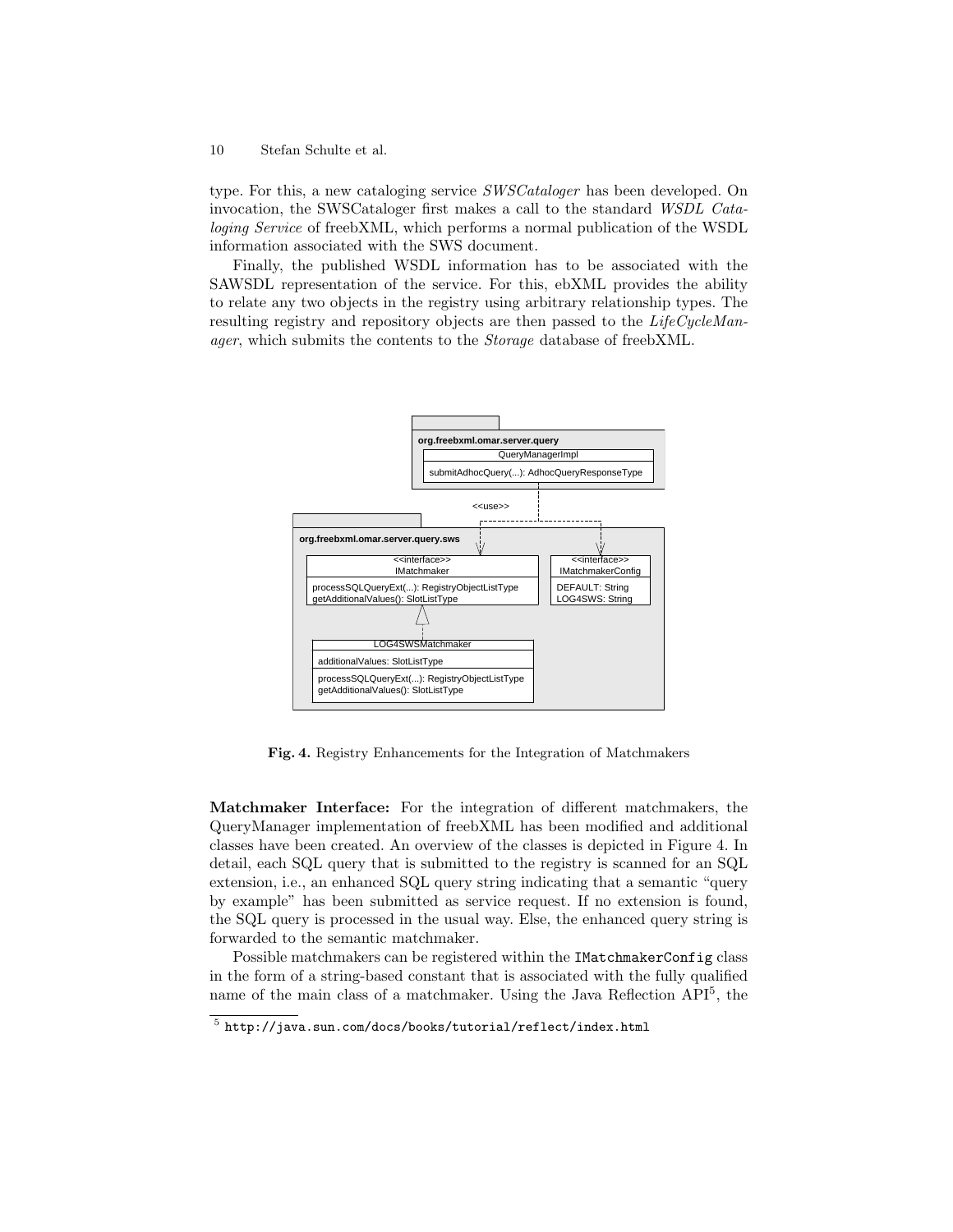type. For this, a new cataloging service *SWSCataloger* has been developed. On invocation, the SWSCataloger first makes a call to the standard *WSDL Cataloging Service* of freebXML, which performs a normal publication of the WSDL information associated with the SWS document.

Finally, the published WSDL information has to be associated with the SAWSDL representation of the service. For this, ebXML provides the ability to relate any two objects in the registry using arbitrary relationship types. The resulting registry and repository objects are then passed to the *LifeCycleManager*, which submits the contents to the *Storage* database of freebXML.

**Fig. 4.** Registry Enhancements for the Integration of Matchmakers

**Matchmaker Interface:** For the integration of different matchmakers, the QueryManager implementation of freebXML has been modified and additional classes have been created. An overview of the classes is depicted in Figure 4. In detail, each SQL query that is submitted to the registry is scanned for an SQL extension, i.e., an enhanced SQL query string indicating that a semantic "query by example" has been submitted as service request. If no extension is found, the SQL query is processed in the usual way. Else, the enhanced query string is forwarded to the semantic matchmaker.

Possible matchmakers can be registered within the `IMatchmakerConfig` class in the form of a string-based constant that is associated with the fully qualified name of the main class of a matchmaker. Using the Java Reflection API[5], the

[5] `http://java.sun.com/docs/books/tutorial/reflect/index.html`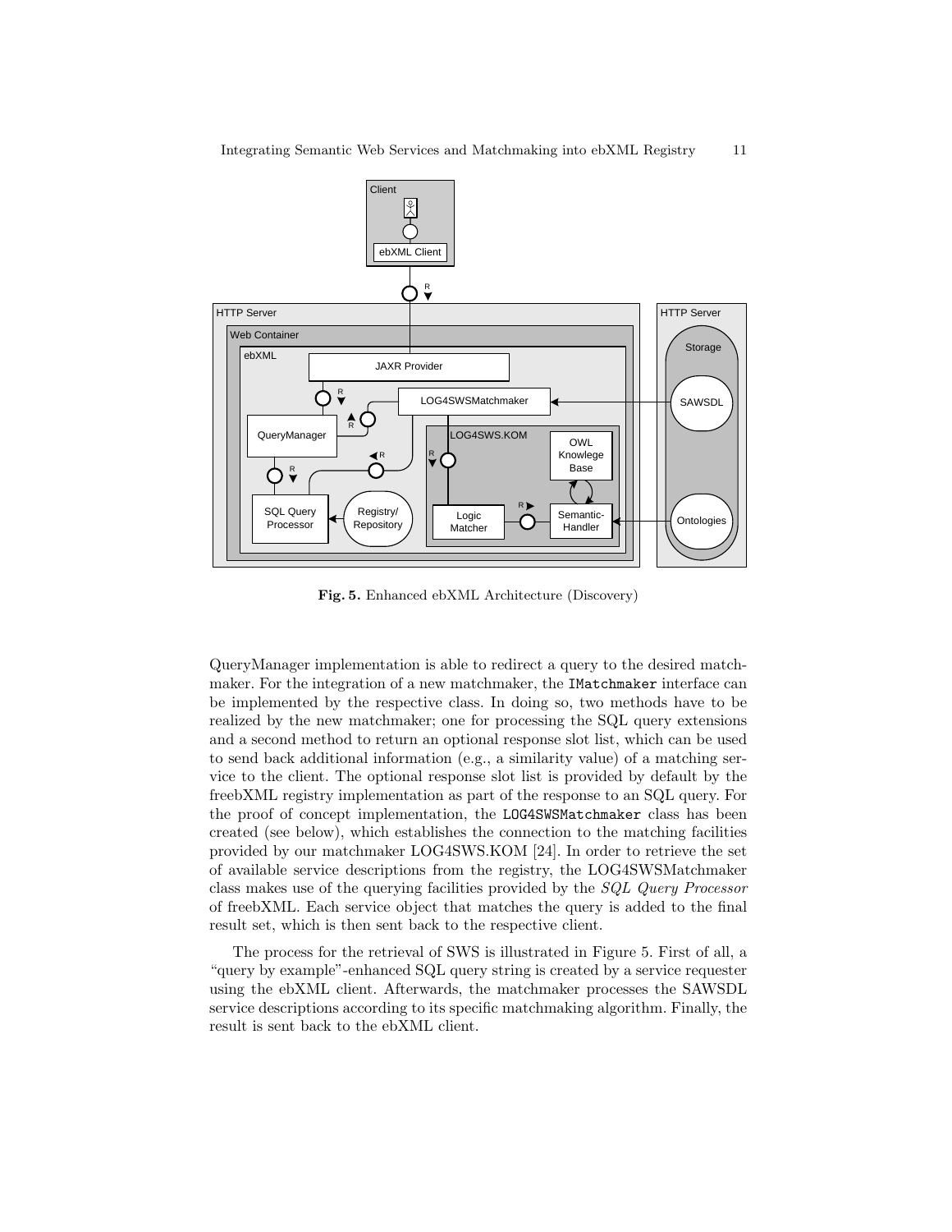**Fig. 5.** Enhanced ebXML Architecture (Discovery)

QueryManager implementation is able to redirect a query to the desired matchmaker. For the integration of a new matchmaker, the `IMatchmaker` interface can be implemented by the respective class. In doing so, two methods have to be realized by the new matchmaker; one for processing the SQL query extensions and a second method to return an optional response slot list, which can be used to send back additional information (e.g., a similarity value) of a matching service to the client. The optional response slot list is provided by default by the freebXML registry implementation as part of the response to an SQL query. For the proof of concept implementation, the `LOG4SWSMatchmaker` class has been created (see below), which establishes the connection to the matching facilities provided by our matchmaker LOG4SWS.KOM [24]. In order to retrieve the set of available service descriptions from the registry, the LOG4SWSMatchmaker class makes use of the querying facilities provided by the *SQL Query Processor* of freebXML. Each service object that matches the query is added to the final result set, which is then sent back to the respective client.

The process for the retrieval of SWS is illustrated in Figure 5. First of all, a "query by example"-enhanced SQL query string is created by a service requester using the ebXML client. Afterwards, the matchmaker processes the SAWSDL service descriptions according to its specific matchmaking algorithm. Finally, the result is sent back to the ebXML client.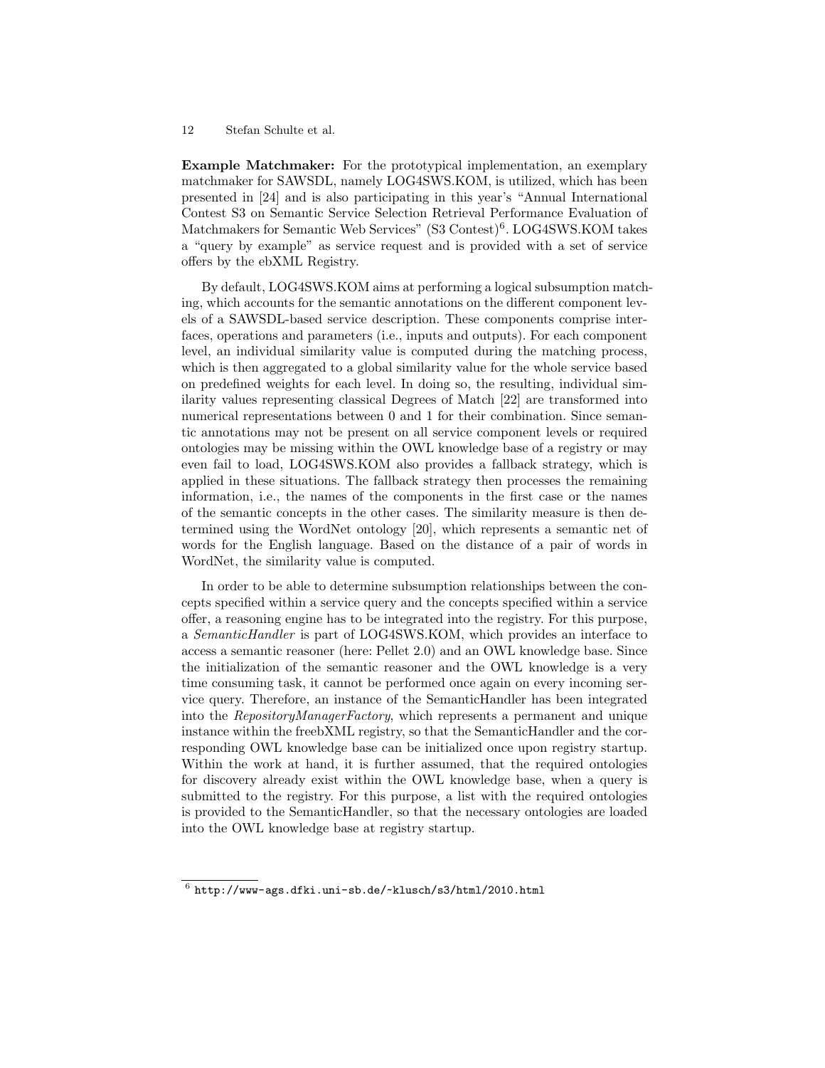**Example Matchmaker:** For the prototypical implementation, an exemplary matchmaker for SAWSDL, namely LOG4SWS.KOM, is utilized, which has been presented in [24] and is also participating in this year's "Annual International Contest S3 on Semantic Service Selection Retrieval Performance Evaluation of Matchmakers for Semantic Web Services" (S3 Contest)[6]. LOG4SWS.KOM takes a "query by example" as service request and is provided with a set of service offers by the ebXML Registry.

By default, LOG4SWS.KOM aims at performing a logical subsumption matching, which accounts for the semantic annotations on the different component levels of a SAWSDL-based service description. These components comprise interfaces, operations and parameters (i.e., inputs and outputs). For each component level, an individual similarity value is computed during the matching process, which is then aggregated to a global similarity value for the whole service based on predefined weights for each level. In doing so, the resulting, individual similarity values representing classical Degrees of Match [22] are transformed into numerical representations between 0 and 1 for their combination. Since semantic annotations may not be present on all service component levels or required ontologies may be missing within the OWL knowledge base of a registry or may even fail to load, LOG4SWS.KOM also provides a fallback strategy, which is applied in these situations. The fallback strategy then processes the remaining information, i.e., the names of the components in the first case or the names of the semantic concepts in the other cases. The similarity measure is then determined using the WordNet ontology [20], which represents a semantic net of words for the English language. Based on the distance of a pair of words in WordNet, the similarity value is computed.

In order to be able to determine subsumption relationships between the concepts specified within a service query and the concepts specified within a service offer, a reasoning engine has to be integrated into the registry. For this purpose, a *SemanticHandler* is part of LOG4SWS.KOM, which provides an interface to access a semantic reasoner (here: Pellet 2.0) and an OWL knowledge base. Since the initialization of the semantic reasoner and the OWL knowledge is a very time consuming task, it cannot be performed once again on every incoming service query. Therefore, an instance of the SemanticHandler has been integrated into the *RepositoryManagerFactory*, which represents a permanent and unique instance within the freebXML registry, so that the SemanticHandler and the corresponding OWL knowledge base can be initialized once upon registry startup. Within the work at hand, it is further assumed, that the required ontologies for discovery already exist within the OWL knowledge base, when a query is submitted to the registry. For this purpose, a list with the required ontologies is provided to the SemanticHandler, so that the necessary ontologies are loaded into the OWL knowledge base at registry startup.

[6] http://www-ags.dfki.uni-sb.de/~klusch/s3/html/2010.html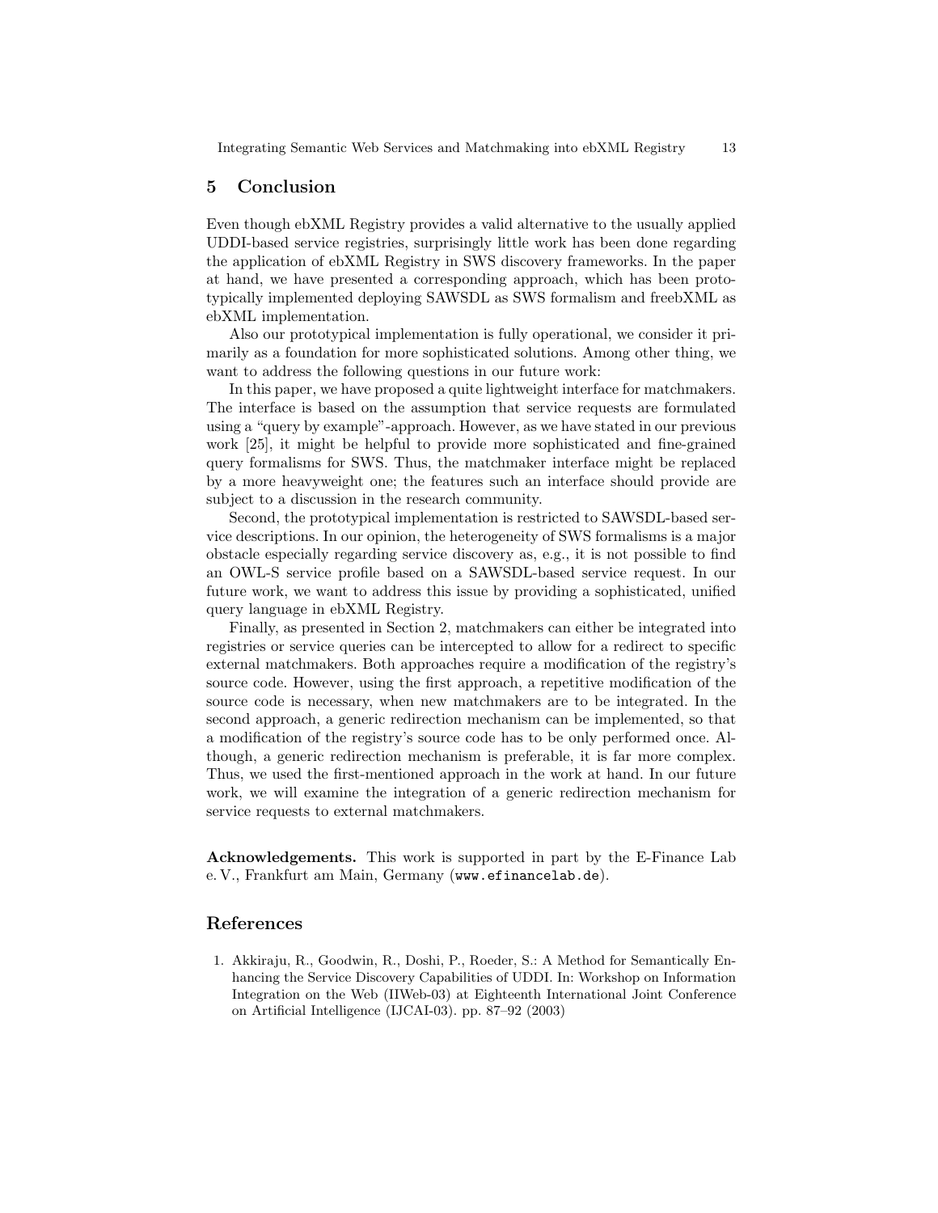## 5 Conclusion

Even though ebXML Registry provides a valid alternative to the usually applied UDDI-based service registries, surprisingly little work has been done regarding the application of ebXML Registry in SWS discovery frameworks. In the paper at hand, we have presented a corresponding approach, which has been prototypically implemented deploying SAWSDL as SWS formalism and freebXML as ebXML implementation.

Also our prototypical implementation is fully operational, we consider it primarily as a foundation for more sophisticated solutions. Among other thing, we want to address the following questions in our future work:

In this paper, we have proposed a quite lightweight interface for matchmakers. The interface is based on the assumption that service requests are formulated using a "query by example"-approach. However, as we have stated in our previous work [25], it might be helpful to provide more sophisticated and fine-grained query formalisms for SWS. Thus, the matchmaker interface might be replaced by a more heavyweight one; the features such an interface should provide are subject to a discussion in the research community.

Second, the prototypical implementation is restricted to SAWSDL-based service descriptions. In our opinion, the heterogeneity of SWS formalisms is a major obstacle especially regarding service discovery as, e.g., it is not possible to find an OWL-S service profile based on a SAWSDL-based service request. In our future work, we want to address this issue by providing a sophisticated, unified query language in ebXML Registry.

Finally, as presented in Section 2, matchmakers can either be integrated into registries or service queries can be intercepted to allow for a redirect to specific external matchmakers. Both approaches require a modification of the registry's source code. However, using the first approach, a repetitive modification of the source code is necessary, when new matchmakers are to be integrated. In the second approach, a generic redirection mechanism can be implemented, so that a modification of the registry's source code has to be only performed once. Although, a generic redirection mechanism is preferable, it is far more complex. Thus, we used the first-mentioned approach in the work at hand. In our future work, we will examine the integration of a generic redirection mechanism for service requests to external matchmakers.

**Acknowledgements.** This work is supported in part by the E-Finance Lab e. V., Frankfurt am Main, Germany (www.efinancelab.de).

## References

1. Akkiraju, R., Goodwin, R., Doshi, P., Roeder, S.: A Method for Semantically Enhancing the Service Discovery Capabilities of UDDI. In: Workshop on Information Integration on the Web (IIWeb-03) at Eighteenth International Joint Conference on Artificial Intelligence (IJCAI-03). pp. 87–92 (2003)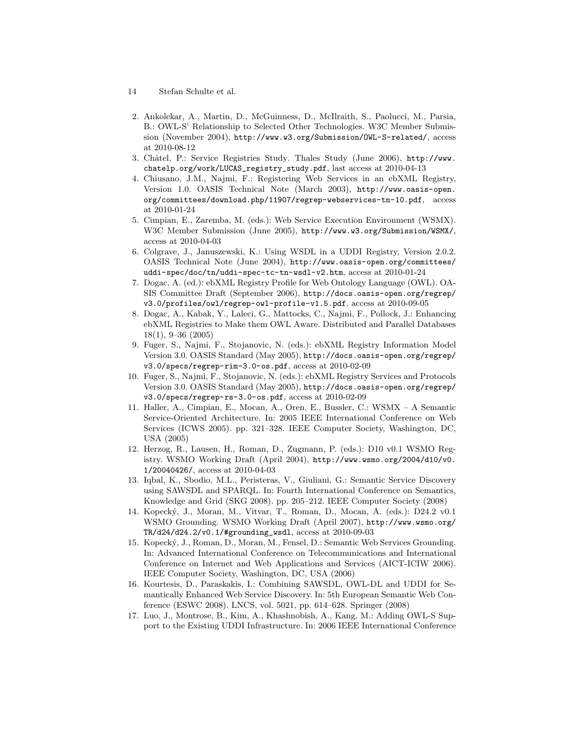2. Ankolekar, A., Martin, D., McGuinness, D., McIlraith, S., Paolucci, M., Parsia, B.: OWL-S' Relationship to Selected Other Technologies. W3C Member Submission (November 2004), http://www.w3.org/Submission/OWL-S-related/, access at 2010-08-12
3. Châtel, P.: Service Registries Study. Thales Study (June 2006), http://www.chatelp.org/work/LUCAS_registry_study.pdf, last access at 2010-04-13
4. Chiusano, J.M., Najmi, F.: Registering Web Services in an ebXML Registry, Version 1.0. OASIS Technical Note (March 2003), http://www.oasis-open.org/committees/download.php/11907/regrep-webservices-tn-10.pdf, access at 2010-01-24
5. Cimpian, E., Zaremba, M. (eds.): Web Service Execution Environment (WSMX). W3C Member Submission (June 2005), http://www.w3.org/Submission/WSMX/, access at 2010-04-03
6. Colgrave, J., Januszewski, K.: Using WSDL in a UDDI Registry, Version 2.0.2. OASIS Technical Note (June 2004), http://www.oasis-open.org/committees/uddi-spec/doc/tn/uddi-spec-tc-tn-wsdl-v2.htm, access at 2010-01-24
7. Dogac, A. (ed.): ebXML Registry Profile for Web Ontology Language (OWL). OASIS Committee Draft (September 2006), http://docs.oasis-open.org/regrep/v3.0/profiles/owl/regrep-owl-profile-v1.5.pdf, access at 2010-09-05
8. Dogac, A., Kabak, Y., Laleci, G., Mattocks, C., Najmi, F., Pollock, J.: Enhancing ebXML Registries to Make them OWL Aware. Distributed and Parallel Databases 18(1), 9–36 (2005)
9. Fuger, S., Najmi, F., Stojanovic, N. (eds.): ebXML Registry Information Model Version 3.0. OASIS Standard (May 2005), http://docs.oasis-open.org/regrep/v3.0/specs/regrep-rim-3.0-os.pdf, access at 2010-02-09
10. Fuger, S., Najmi, F., Stojanovic, N. (eds.): ebXML Registry Services and Protocols Version 3.0. OASIS Standard (May 2005), http://docs.oasis-open.org/regrep/v3.0/specs/regrep-rs-3.0-os.pdf, access at 2010-02-09
11. Haller, A., Cimpian, E., Mocan, A., Oren, E., Bussler, C.: WSMX – A Semantic Service-Oriented Architecture. In: 2005 IEEE International Conference on Web Services (ICWS 2005). pp. 321–328. IEEE Computer Society, Washington, DC, USA (2005)
12. Herzog, R., Lausen, H., Roman, D., Zugmann, P. (eds.): D10 v0.1 WSMO Registry. WSMO Working Draft (April 2004), http://www.wsmo.org/2004/d10/v0.1/20040426/, access at 2010-04-03
13. Iqbal, K., Sbodio, M.L., Peristeras, V., Giuliani, G.: Semantic Service Discovery using SAWSDL and SPARQL. In: Fourth International Conference on Semantics, Knowledge and Grid (SKG 2008). pp. 205–212. IEEE Computer Society (2008)
14. Kopecký, J., Moran, M., Vitvar, T., Roman, D., Mocan, A. (eds.): D24.2 v0.1 WSMO Grounding. WSMO Working Draft (April 2007), http://www.wsmo.org/TR/d24/d24.2/v0.1/#grounding_wsdl, access at 2010-09-03
15. Kopecký, J., Roman, D., Moran, M., Fensel, D.: Semantic Web Services Grounding. In: Advanced International Conference on Telecommunications and International Conference on Internet and Web Applications and Services (AICT-ICIW 2006). IEEE Computer Society, Washington, DC, USA (2006)
16. Kourtesis, D., Paraskakis, I.: Combining SAWSDL, OWL-DL and UDDI for Semantically Enhanced Web Service Discovery. In: 5th European Semantic Web Conference (ESWC 2008). LNCS, vol. 5021, pp. 614–628. Springer (2008)
17. Luo, J., Montrose, B., Kim, A., Khashnobish, A., Kang, M.: Adding OWL-S Support to the Existing UDDI Infrastructure. In: 2006 IEEE International Conference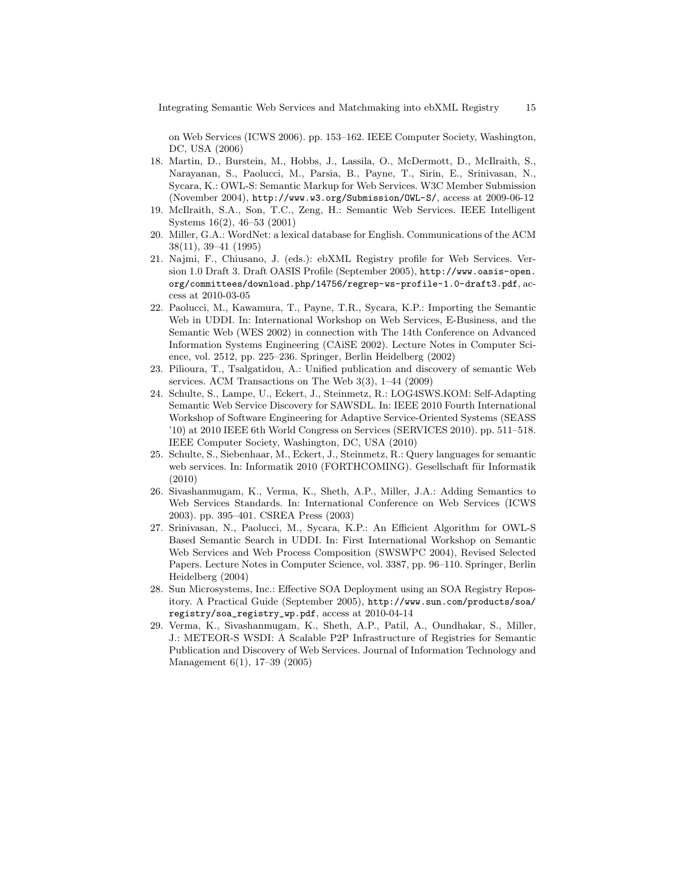on Web Services (ICWS 2006). pp. 153–162. IEEE Computer Society, Washington, DC, USA (2006)

18. Martin, D., Burstein, M., Hobbs, J., Lassila, O., McDermott, D., McIlraith, S., Narayanan, S., Paolucci, M., Parsia, B., Payne, T., Sirin, E., Srinivasan, N., Sycara, K.: OWL-S: Semantic Markup for Web Services. W3C Member Submission (November 2004), `http://www.w3.org/Submission/OWL-S/`, access at 2009-06-12
19. McIlraith, S.A., Son, T.C., Zeng, H.: Semantic Web Services. IEEE Intelligent Systems 16(2), 46–53 (2001)
20. Miller, G.A.: WordNet: a lexical database for English. Communications of the ACM 38(11), 39–41 (1995)
21. Najmi, F., Chiusano, J. (eds.): ebXML Registry profile for Web Services. Version 1.0 Draft 3. Draft OASIS Profile (September 2005), `http://www.oasis-open.org/committees/download.php/14756/regrep-ws-profile-1.0-draft3.pdf`, access at 2010-03-05
22. Paolucci, M., Kawamura, T., Payne, T.R., Sycara, K.P.: Importing the Semantic Web in UDDI. In: International Workshop on Web Services, E-Business, and the Semantic Web (WES 2002) in connection with The 14th Conference on Advanced Information Systems Engineering (CAiSE 2002). Lecture Notes in Computer Science, vol. 2512, pp. 225–236. Springer, Berlin Heidelberg (2002)
23. Pilioura, T., Tsalgatidou, A.: Unified publication and discovery of semantic Web services. ACM Transactions on The Web 3(3), 1–44 (2009)
24. Schulte, S., Lampe, U., Eckert, J., Steinmetz, R.: LOG4SWS.KOM: Self-Adapting Semantic Web Service Discovery for SAWSDL. In: IEEE 2010 Fourth International Workshop of Software Engineering for Adaptive Service-Oriented Systems (SEASS '10) at 2010 IEEE 6th World Congress on Services (SERVICES 2010). pp. 511–518. IEEE Computer Society, Washington, DC, USA (2010)
25. Schulte, S., Siebenhaar, M., Eckert, J., Steinmetz, R.: Query languages for semantic web services. In: Informatik 2010 (FORTHCOMING). Gesellschaft für Informatik (2010)
26. Sivashanmugam, K., Verma, K., Sheth, A.P., Miller, J.A.: Adding Semantics to Web Services Standards. In: International Conference on Web Services (ICWS 2003). pp. 395–401. CSREA Press (2003)
27. Srinivasan, N., Paolucci, M., Sycara, K.P.: An Efficient Algorithm for OWL-S Based Semantic Search in UDDI. In: First International Workshop on Semantic Web Services and Web Process Composition (SWSWPC 2004), Revised Selected Papers. Lecture Notes in Computer Science, vol. 3387, pp. 96–110. Springer, Berlin Heidelberg (2004)
28. Sun Microsystems, Inc.: Effective SOA Deployment using an SOA Registry Repository. A Practical Guide (September 2005), `http://www.sun.com/products/soa/registry/soa_registry_wp.pdf`, access at 2010-04-14
29. Verma, K., Sivashanmugam, K., Sheth, A.P., Patil, A., Oundhakar, S., Miller, J.: METEOR-S WSDI: A Scalable P2P Infrastructure of Registries for Semantic Publication and Discovery of Web Services. Journal of Information Technology and Management 6(1), 17–39 (2005)